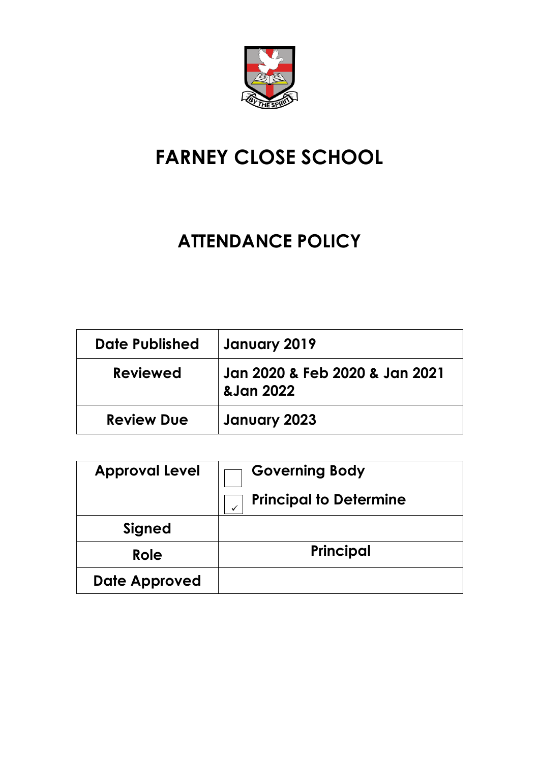# FARNEY CLOSE SCHOOL

## ATTENDANCE POLICY

| Date Published | January 2019 |
|---|---|
| Reviewed | Jan 2020 & Feb 2020 & Jan 2021 &Jan 2022 |
| Review Due | January 2023 |

| Approval Level | ☐ Governing Body<br>☑ Principal to Determine |
|---|---|
| Signed | |
| Role | Principal |
| Date Approved | |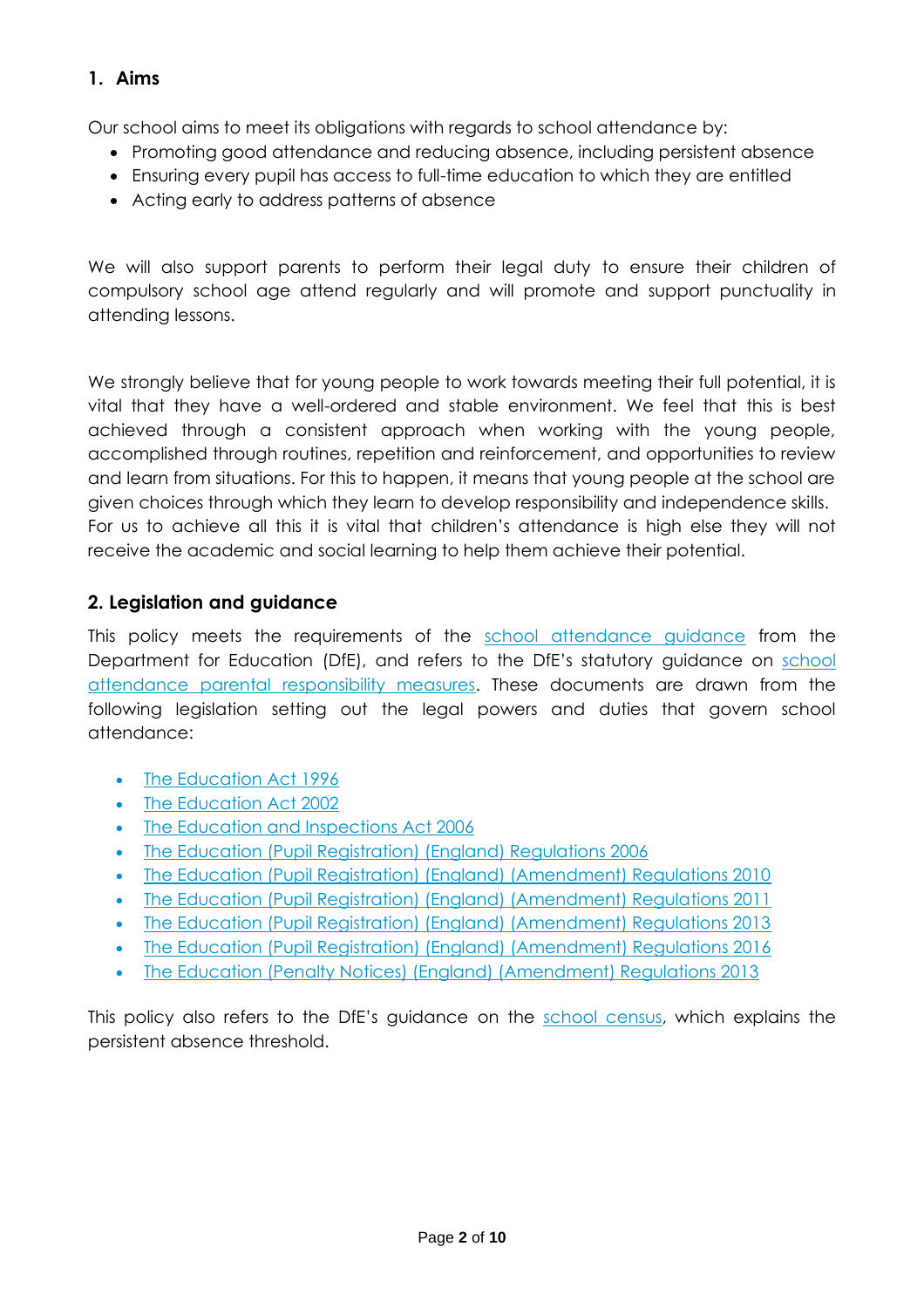## 1. Aims

Our school aims to meet its obligations with regards to school attendance by:

- Promoting good attendance and reducing absence, including persistent absence
- Ensuring every pupil has access to full-time education to which they are entitled
- Acting early to address patterns of absence

We will also support parents to perform their legal duty to ensure their children of compulsory school age attend regularly and will promote and support punctuality in attending lessons.

We strongly believe that for young people to work towards meeting their full potential, it is vital that they have a well-ordered and stable environment. We feel that this is best achieved through a consistent approach when working with the young people, accomplished through routines, repetition and reinforcement, and opportunities to review and learn from situations. For this to happen, it means that young people at the school are given choices through which they learn to develop responsibility and independence skills. For us to achieve all this it is vital that children's attendance is high else they will not receive the academic and social learning to help them achieve their potential.

## 2. Legislation and guidance

This policy meets the requirements of the school attendance guidance from the Department for Education (DfE), and refers to the DfE's statutory guidance on school attendance parental responsibility measures. These documents are drawn from the following legislation setting out the legal powers and duties that govern school attendance:

- The Education Act 1996
- The Education Act 2002
- The Education and Inspections Act 2006
- The Education (Pupil Registration) (England) Regulations 2006
- The Education (Pupil Registration) (England) (Amendment) Regulations 2010
- The Education (Pupil Registration) (England) (Amendment) Regulations 2011
- The Education (Pupil Registration) (England) (Amendment) Regulations 2013
- The Education (Pupil Registration) (England) (Amendment) Regulations 2016
- The Education (Penalty Notices) (England) (Amendment) Regulations 2013

This policy also refers to the DfE's guidance on the school census, which explains the persistent absence threshold.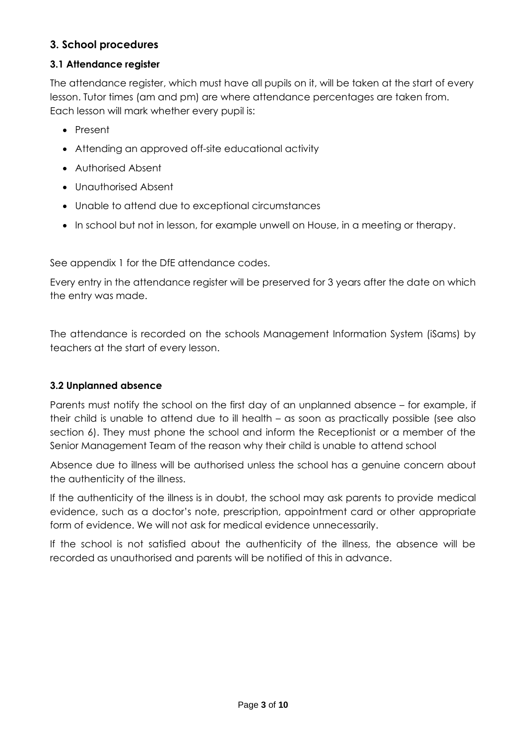## 3. School procedures

### 3.1 Attendance register

The attendance register, which must have all pupils on it, will be taken at the start of every lesson. Tutor times (am and pm) are where attendance percentages are taken from. Each lesson will mark whether every pupil is:

- Present
- Attending an approved off-site educational activity
- Authorised Absent
- Unauthorised Absent
- Unable to attend due to exceptional circumstances
- In school but not in lesson, for example unwell on House, in a meeting or therapy.

See appendix 1 for the DfE attendance codes.

Every entry in the attendance register will be preserved for 3 years after the date on which the entry was made.

The attendance is recorded on the schools Management Information System (iSams) by teachers at the start of every lesson.

### 3.2 Unplanned absence

Parents must notify the school on the first day of an unplanned absence – for example, if their child is unable to attend due to ill health – as soon as practically possible (see also section 6). They must phone the school and inform the Receptionist or a member of the Senior Management Team of the reason why their child is unable to attend school

Absence due to illness will be authorised unless the school has a genuine concern about the authenticity of the illness.

If the authenticity of the illness is in doubt, the school may ask parents to provide medical evidence, such as a doctor's note, prescription, appointment card or other appropriate form of evidence. We will not ask for medical evidence unnecessarily.

If the school is not satisfied about the authenticity of the illness, the absence will be recorded as unauthorised and parents will be notified of this in advance.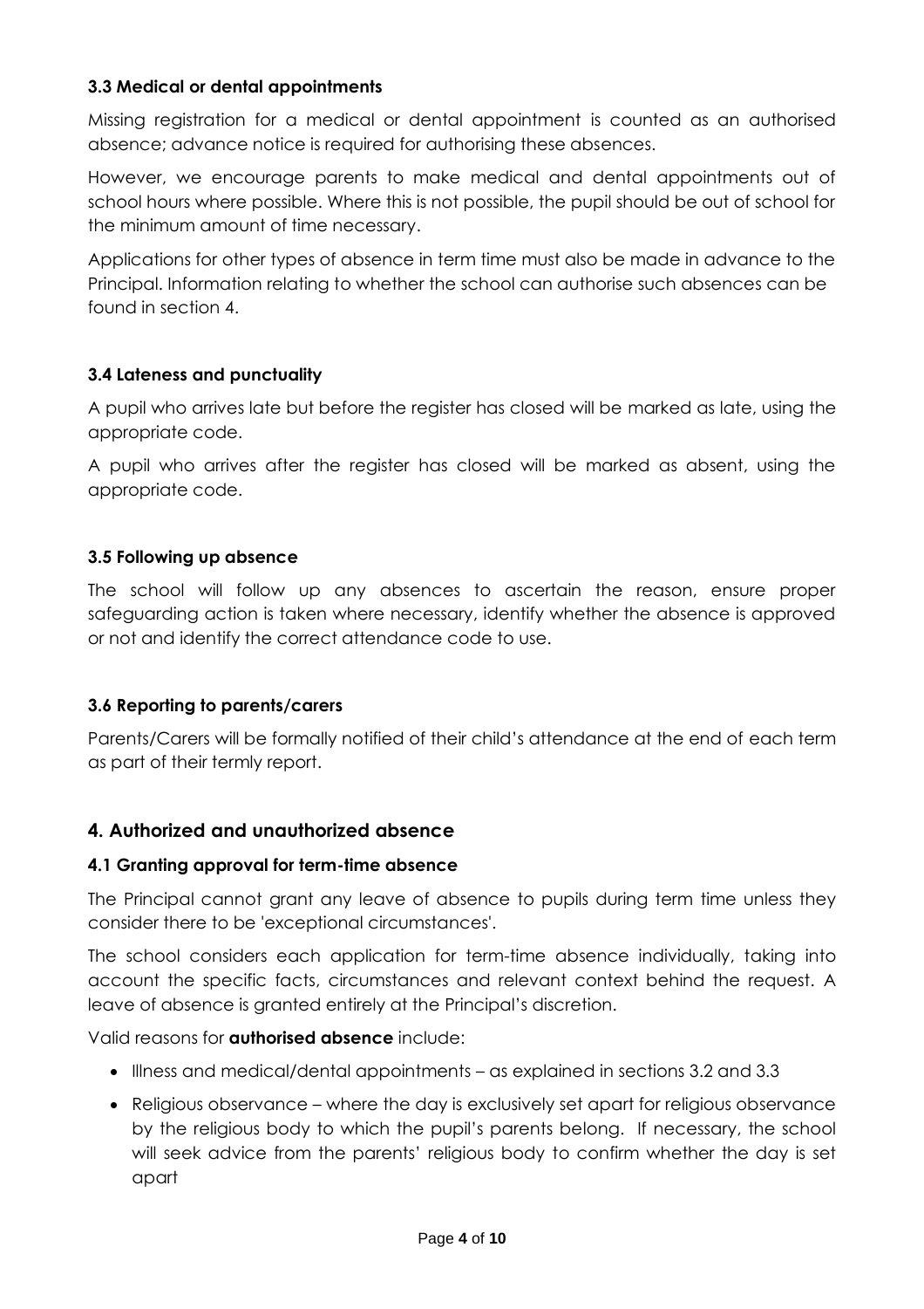### 3.3 Medical or dental appointments

Missing registration for a medical or dental appointment is counted as an authorised absence; advance notice is required for authorising these absences.

However, we encourage parents to make medical and dental appointments out of school hours where possible. Where this is not possible, the pupil should be out of school for the minimum amount of time necessary.

Applications for other types of absence in term time must also be made in advance to the Principal. Information relating to whether the school can authorise such absences can be found in section 4.

### 3.4 Lateness and punctuality

A pupil who arrives late but before the register has closed will be marked as late, using the appropriate code.

A pupil who arrives after the register has closed will be marked as absent, using the appropriate code.

### 3.5 Following up absence

The school will follow up any absences to ascertain the reason, ensure proper safeguarding action is taken where necessary, identify whether the absence is approved or not and identify the correct attendance code to use.

### 3.6 Reporting to parents/carers

Parents/Carers will be formally notified of their child's attendance at the end of each term as part of their termly report.

## 4. Authorized and unauthorized absence

### 4.1 Granting approval for term-time absence

The Principal cannot grant any leave of absence to pupils during term time unless they consider there to be 'exceptional circumstances'.

The school considers each application for term-time absence individually, taking into account the specific facts, circumstances and relevant context behind the request. A leave of absence is granted entirely at the Principal's discretion.

Valid reasons for **authorised absence** include:

- Illness and medical/dental appointments – as explained in sections 3.2 and 3.3
- Religious observance – where the day is exclusively set apart for religious observance by the religious body to which the pupil's parents belong. If necessary, the school will seek advice from the parents' religious body to confirm whether the day is set apart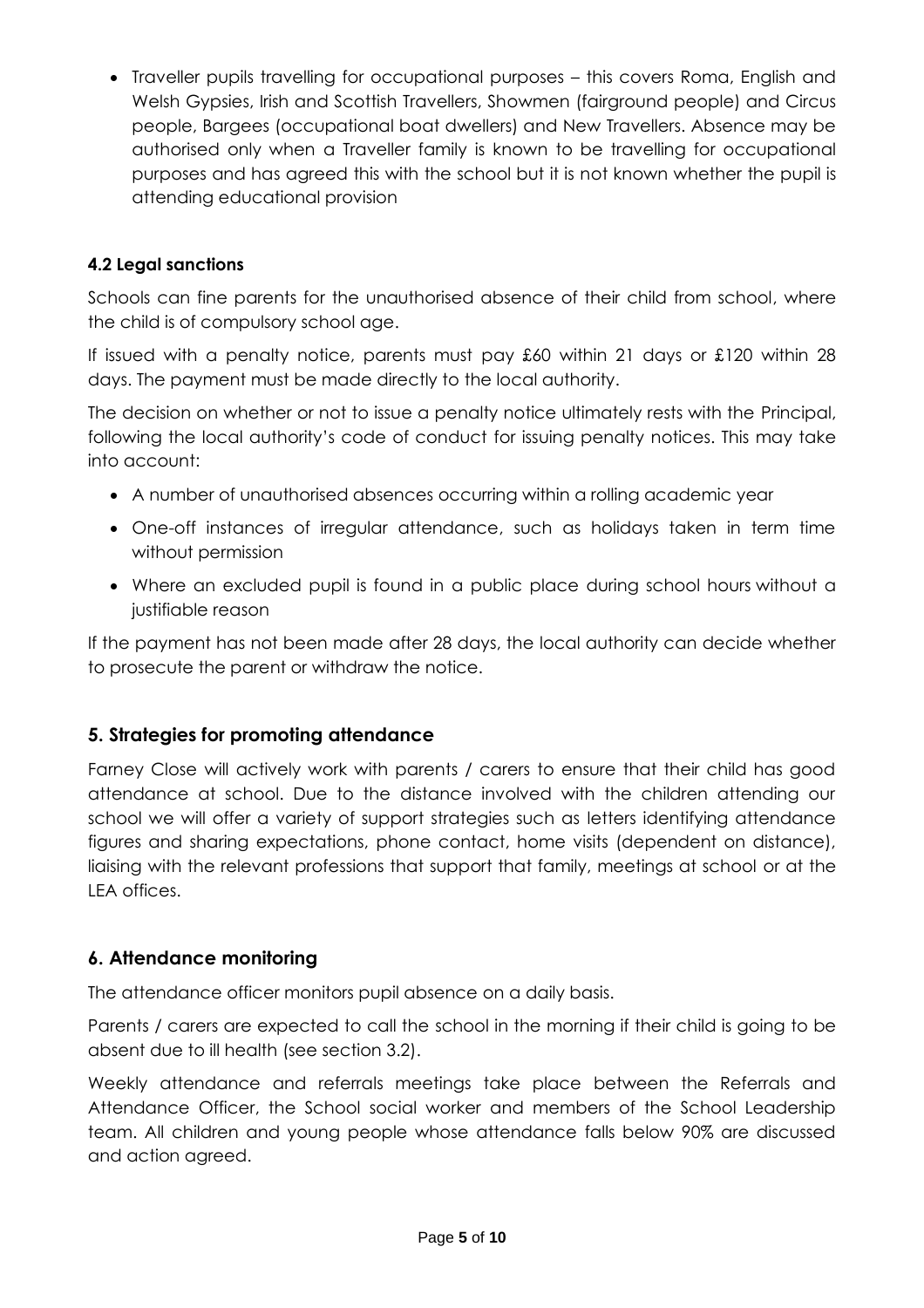- Traveller pupils travelling for occupational purposes – this covers Roma, English and Welsh Gypsies, Irish and Scottish Travellers, Showmen (fairground people) and Circus people, Bargees (occupational boat dwellers) and New Travellers. Absence may be authorised only when a Traveller family is known to be travelling for occupational purposes and has agreed this with the school but it is not known whether the pupil is attending educational provision

### 4.2 Legal sanctions

Schools can fine parents for the unauthorised absence of their child from school, where the child is of compulsory school age.

If issued with a penalty notice, parents must pay £60 within 21 days or £120 within 28 days. The payment must be made directly to the local authority.

The decision on whether or not to issue a penalty notice ultimately rests with the Principal, following the local authority's code of conduct for issuing penalty notices. This may take into account:

- A number of unauthorised absences occurring within a rolling academic year
- One-off instances of irregular attendance, such as holidays taken in term time without permission
- Where an excluded pupil is found in a public place during school hours without a justifiable reason

If the payment has not been made after 28 days, the local authority can decide whether to prosecute the parent or withdraw the notice.

## 5. Strategies for promoting attendance

Farney Close will actively work with parents / carers to ensure that their child has good attendance at school. Due to the distance involved with the children attending our school we will offer a variety of support strategies such as letters identifying attendance figures and sharing expectations, phone contact, home visits (dependent on distance), liaising with the relevant professions that support that family, meetings at school or at the LEA offices.

## 6. Attendance monitoring

The attendance officer monitors pupil absence on a daily basis.

Parents / carers are expected to call the school in the morning if their child is going to be absent due to ill health (see section 3.2).

Weekly attendance and referrals meetings take place between the Referrals and Attendance Officer, the School social worker and members of the School Leadership team. All children and young people whose attendance falls below 90% are discussed and action agreed.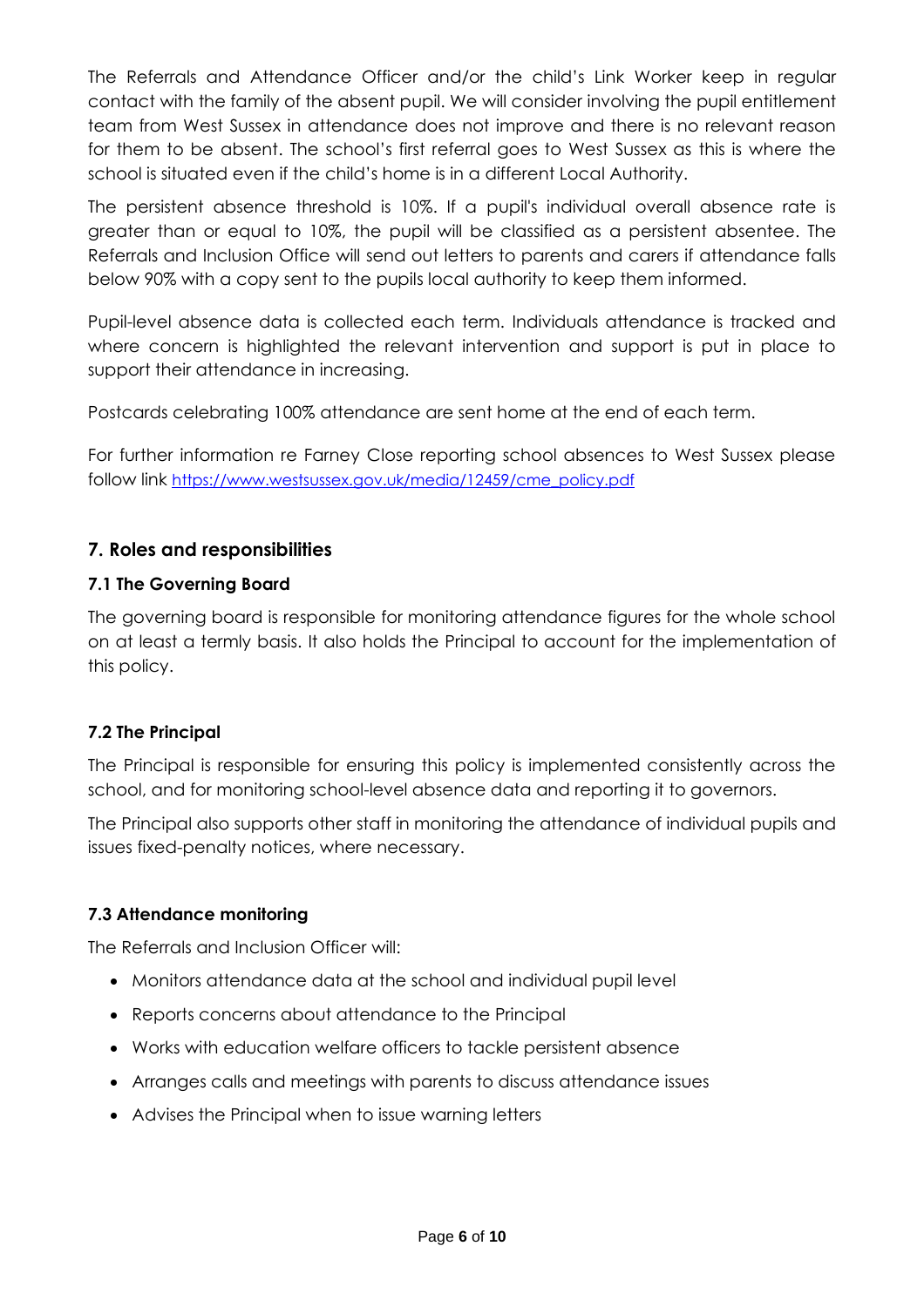The Referrals and Attendance Officer and/or the child's Link Worker keep in regular contact with the family of the absent pupil. We will consider involving the pupil entitlement team from West Sussex in attendance does not improve and there is no relevant reason for them to be absent. The school's first referral goes to West Sussex as this is where the school is situated even if the child's home is in a different Local Authority.

The persistent absence threshold is 10%. If a pupil's individual overall absence rate is greater than or equal to 10%, the pupil will be classified as a persistent absentee. The Referrals and Inclusion Office will send out letters to parents and carers if attendance falls below 90% with a copy sent to the pupils local authority to keep them informed.

Pupil-level absence data is collected each term. Individuals attendance is tracked and where concern is highlighted the relevant intervention and support is put in place to support their attendance in increasing.

Postcards celebrating 100% attendance are sent home at the end of each term.

For further information re Farney Close reporting school absences to West Sussex please follow link https://www.westsussex.gov.uk/media/12459/cme_policy.pdf

## 7. Roles and responsibilities

### 7.1 The Governing Board

The governing board is responsible for monitoring attendance figures for the whole school on at least a termly basis. It also holds the Principal to account for the implementation of this policy.

### 7.2 The Principal

The Principal is responsible for ensuring this policy is implemented consistently across the school, and for monitoring school-level absence data and reporting it to governors.

The Principal also supports other staff in monitoring the attendance of individual pupils and issues fixed-penalty notices, where necessary.

### 7.3 Attendance monitoring

The Referrals and Inclusion Officer will:

- Monitors attendance data at the school and individual pupil level
- Reports concerns about attendance to the Principal
- Works with education welfare officers to tackle persistent absence
- Arranges calls and meetings with parents to discuss attendance issues
- Advises the Principal when to issue warning letters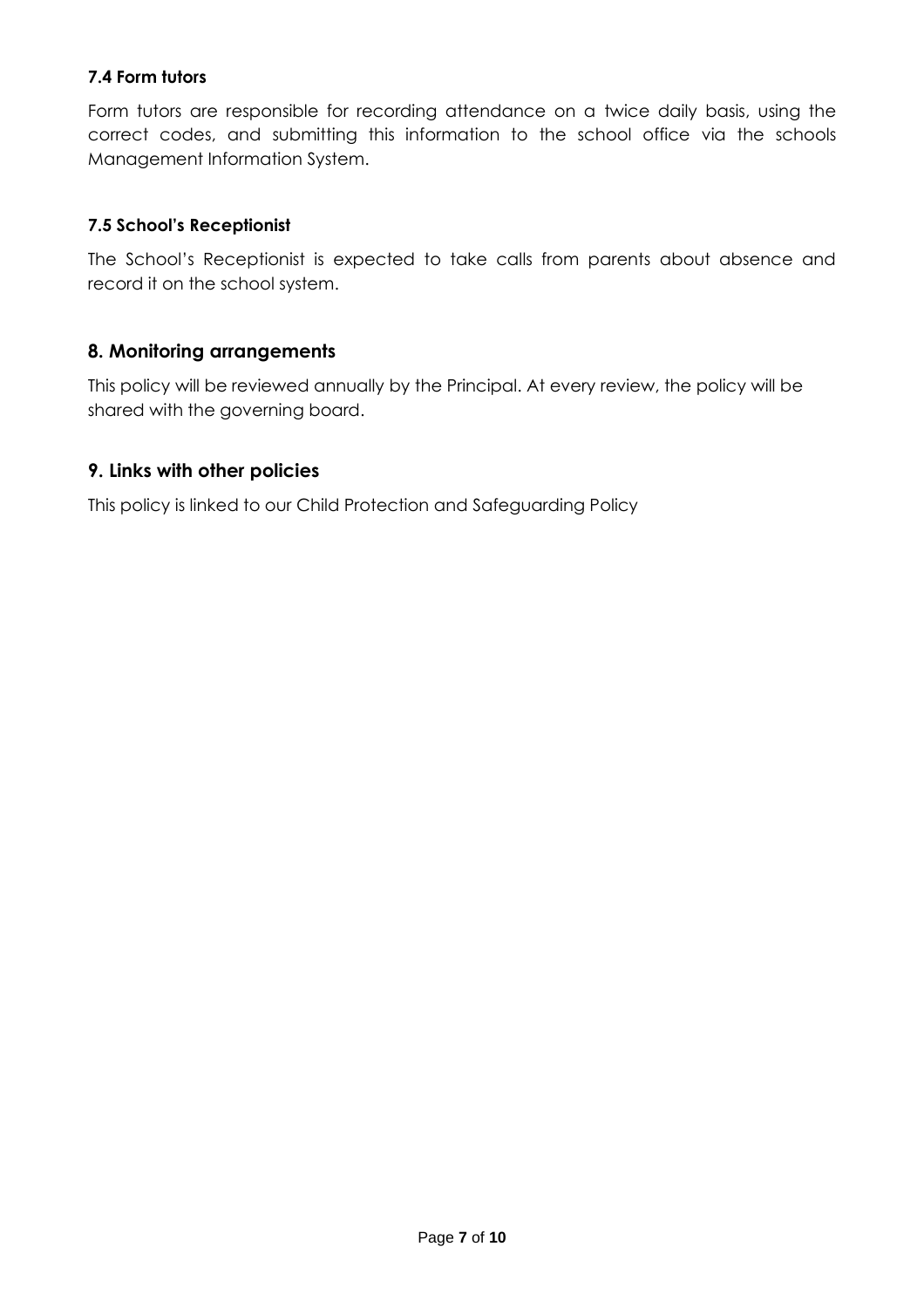### 7.4 Form tutors

Form tutors are responsible for recording attendance on a twice daily basis, using the correct codes, and submitting this information to the school office via the schools Management Information System.

### 7.5 School's Receptionist

The School's Receptionist is expected to take calls from parents about absence and record it on the school system.

## 8. Monitoring arrangements

This policy will be reviewed annually by the Principal. At every review, the policy will be shared with the governing board.

## 9. Links with other policies

This policy is linked to our Child Protection and Safeguarding Policy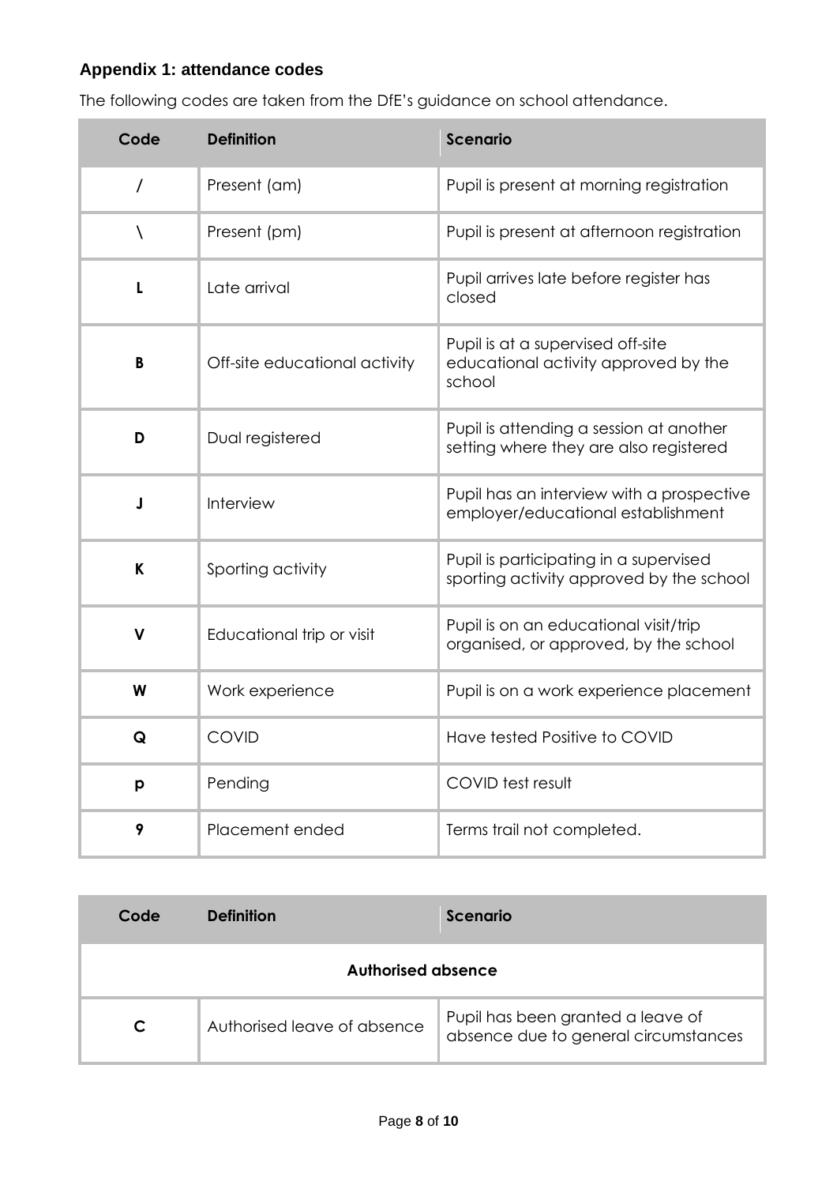### Appendix 1: attendance codes

The following codes are taken from the DfE's guidance on school attendance.

| Code | Definition | Scenario |
|---|---|---|
| / | Present (am) | Pupil is present at morning registration |
| \ | Present (pm) | Pupil is present at afternoon registration |
| **L** | Late arrival | Pupil arrives late before register has closed |
| **B** | Off-site educational activity | Pupil is at a supervised off-site educational activity approved by the school |
| **D** | Dual registered | Pupil is attending a session at another setting where they are also registered |
| **J** | Interview | Pupil has an interview with a prospective employer/educational establishment |
| **K** | Sporting activity | Pupil is participating in a supervised sporting activity approved by the school |
| **V** | Educational trip or visit | Pupil is on an educational visit/trip organised, or approved, by the school |
| **W** | Work experience | Pupil is on a work experience placement |
| **Q** | COVID | Have tested Positive to COVID |
| **p** | Pending | COVID test result |
| **9** | Placement ended | Terms trail not completed. |

| Code | Definition | Scenario |
|---|---|---|
| **Authorised absence** | | |
| **C** | Authorised leave of absence | Pupil has been granted a leave of absence due to general circumstances |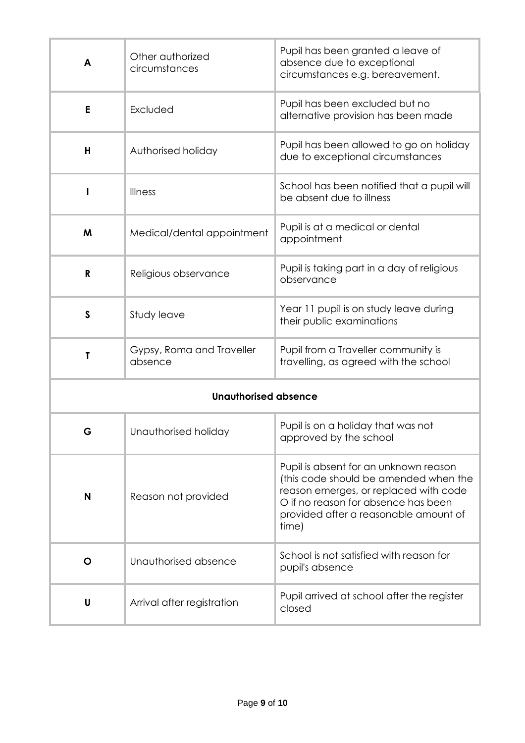| **A** | Other authorized circumstances | Pupil has been granted a leave of absence due to exceptional circumstances e.g. bereavement. |
|---|---|---|
| **E** | Excluded | Pupil has been excluded but no alternative provision has been made |
| **H** | Authorised holiday | Pupil has been allowed to go on holiday due to exceptional circumstances |
| **I** | Illness | School has been notified that a pupil will be absent due to illness |
| **M** | Medical/dental appointment | Pupil is at a medical or dental appointment |
| **R** | Religious observance | Pupil is taking part in a day of religious observance |
| **S** | Study leave | Year 11 pupil is on study leave during their public examinations |
| **T** | Gypsy, Roma and Traveller absence | Pupil from a Traveller community is travelling, as agreed with the school |
| **Unauthorised absence** | | |
| **G** | Unauthorised holiday | Pupil is on a holiday that was not approved by the school |
| **N** | Reason not provided | Pupil is absent for an unknown reason (this code should be amended when the reason emerges, or replaced with code O if no reason for absence has been provided after a reasonable amount of time) |
| **O** | Unauthorised absence | School is not satisfied with reason for pupil's absence |
| **U** | Arrival after registration | Pupil arrived at school after the register closed |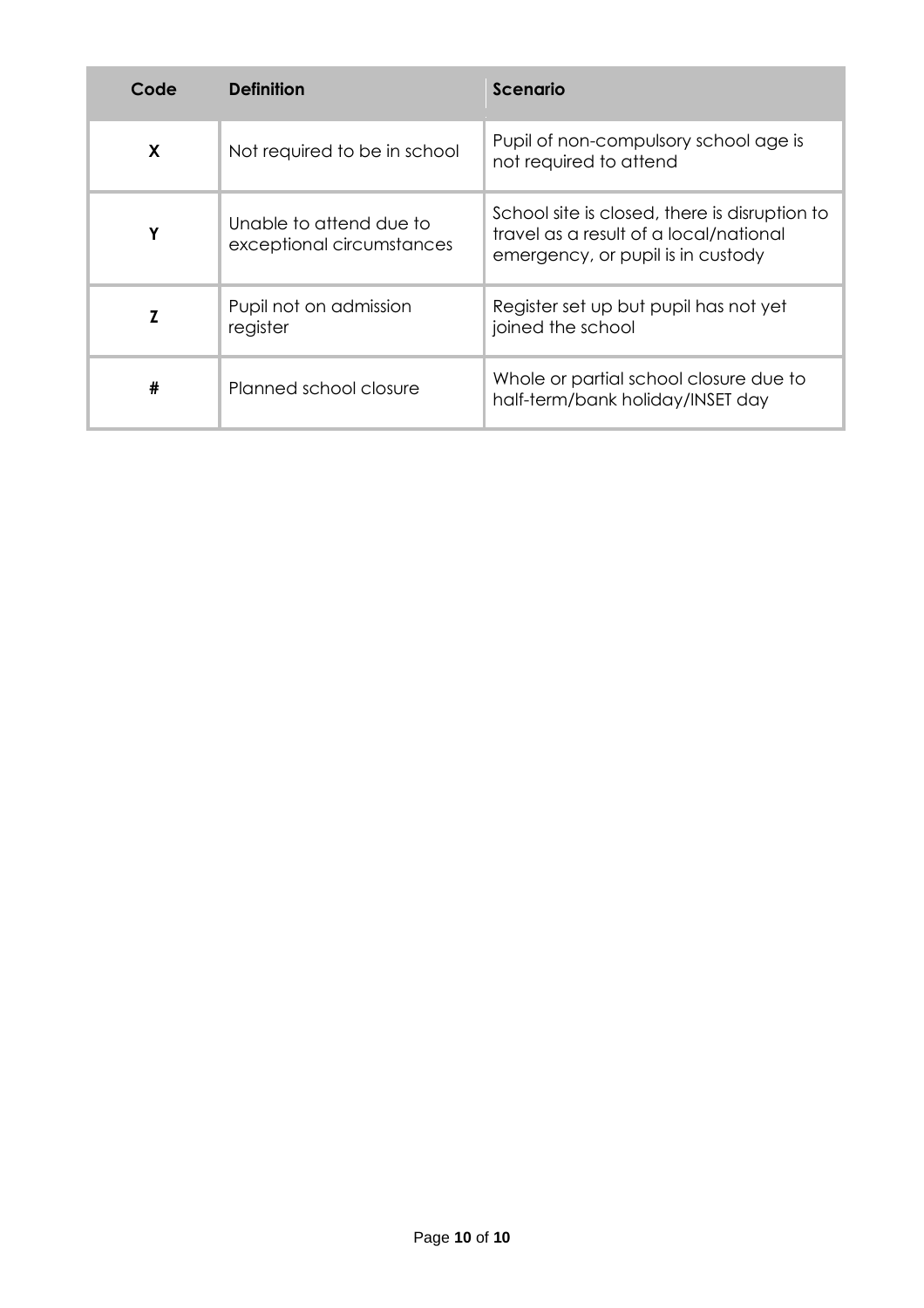| Code | Definition | Scenario |
| --- | --- | --- |
| **X** | Not required to be in school | Pupil of non-compulsory school age is not required to attend |
| **Y** | Unable to attend due to exceptional circumstances | School site is closed, there is disruption to travel as a result of a local/national emergency, or pupil is in custody |
| **Z** | Pupil not on admission register | Register set up but pupil has not yet joined the school |
| **#** | Planned school closure | Whole or partial school closure due to half-term/bank holiday/INSET day |